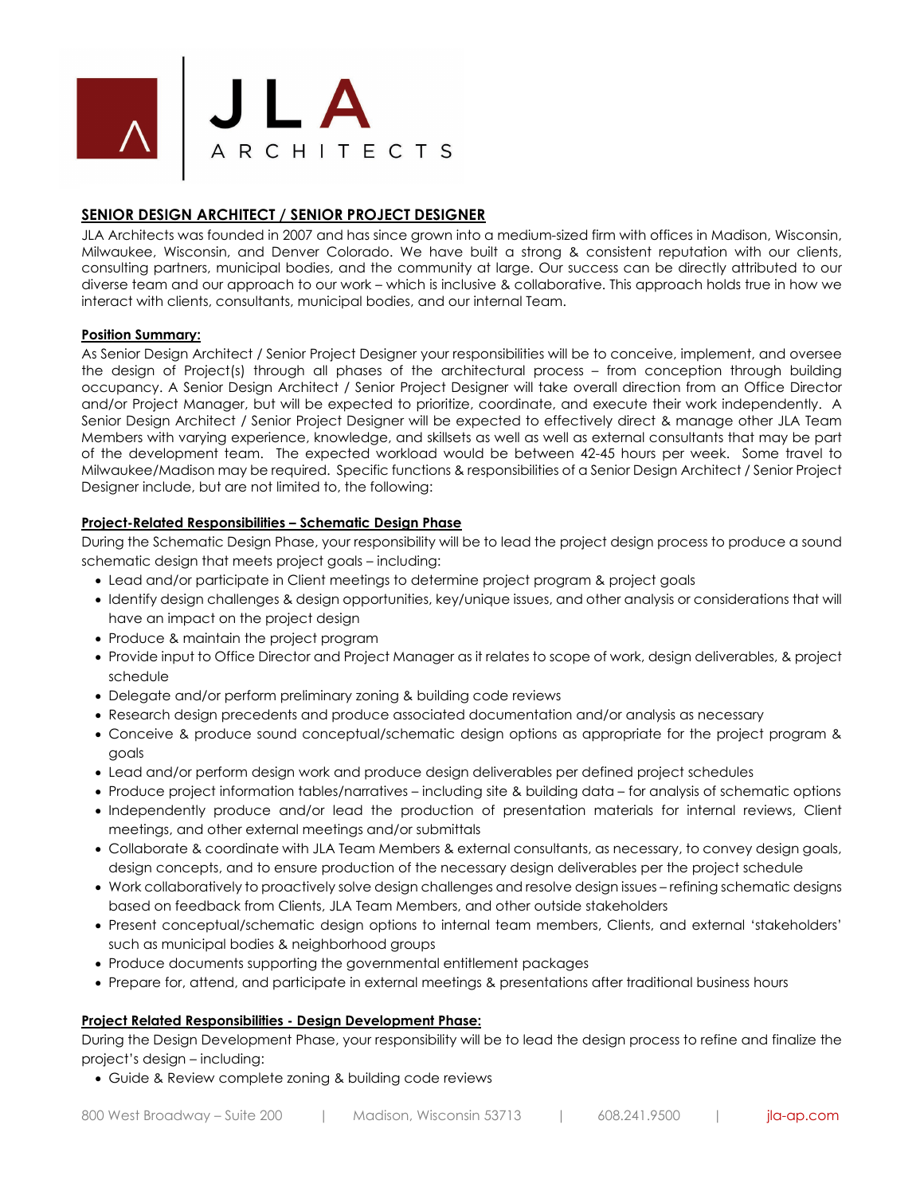# JLA ARCHITECTS

## SENIOR DESIGN ARCHITECT / SENIOR PROJECT DESIGNER

JLA Architects was founded in 2007 and has since grown into a medium-sized firm with offices in Madison, Wisconsin, Milwaukee, Wisconsin, and Denver Colorado. We have built a strong & consistent reputation with our clients, consulting partners, municipal bodies, and the community at large. Our success can be directly attributed to our diverse team and our approach to our work – which is inclusive & collaborative. This approach holds true in how we interact with clients, consultants, municipal bodies, and our internal Team.

### Position Summary:

As Senior Design Architect / Senior Project Designer your responsibilities will be to conceive, implement, and oversee the design of Project(s) through all phases of the architectural process – from conception through building occupancy. A Senior Design Architect / Senior Project Designer will take overall direction from an Office Director and/or Project Manager, but will be expected to prioritize, coordinate, and execute their work independently. A Senior Design Architect / Senior Project Designer will be expected to effectively direct & manage other JLA Team Members with varying experience, knowledge, and skillsets as well as well as external consultants that may be part of the development team. The expected workload would be between 42-45 hours per week. Some travel to Milwaukee/Madison may be required. Specific functions & responsibilities of a Senior Design Architect / Senior Project Designer include, but are not limited to, the following:

### Project-Related Responsibilities – Schematic Design Phase

During the Schematic Design Phase, your responsibility will be to lead the project design process to produce a sound schematic design that meets project goals – including:

- Lead and/or participate in Client meetings to determine project program & project goals
- Identify design challenges & design opportunities, key/unique issues, and other analysis or considerations that will have an impact on the project design
- Produce & maintain the project program
- Provide input to Office Director and Project Manager as it relates to scope of work, design deliverables, & project schedule
- Delegate and/or perform preliminary zoning & building code reviews
- Research design precedents and produce associated documentation and/or analysis as necessary
- Conceive & produce sound conceptual/schematic design options as appropriate for the project program & goals
- Lead and/or perform design work and produce design deliverables per defined project schedules
- Produce project information tables/narratives – including site & building data – for analysis of schematic options
- Independently produce and/or lead the production of presentation materials for internal reviews, Client meetings, and other external meetings and/or submittals
- Collaborate & coordinate with JLA Team Members & external consultants, as necessary, to convey design goals, design concepts, and to ensure production of the necessary design deliverables per the project schedule
- Work collaboratively to proactively solve design challenges and resolve design issues – refining schematic designs based on feedback from Clients, JLA Team Members, and other outside stakeholders
- Present conceptual/schematic design options to internal team members, Clients, and external 'stakeholders' such as municipal bodies & neighborhood groups
- Produce documents supporting the governmental entitlement packages
- Prepare for, attend, and participate in external meetings & presentations after traditional business hours

### Project Related Responsibilities - Design Development Phase:

During the Design Development Phase, your responsibility will be to lead the design process to refine and finalize the project's design – including:

- Guide & Review complete zoning & building code reviews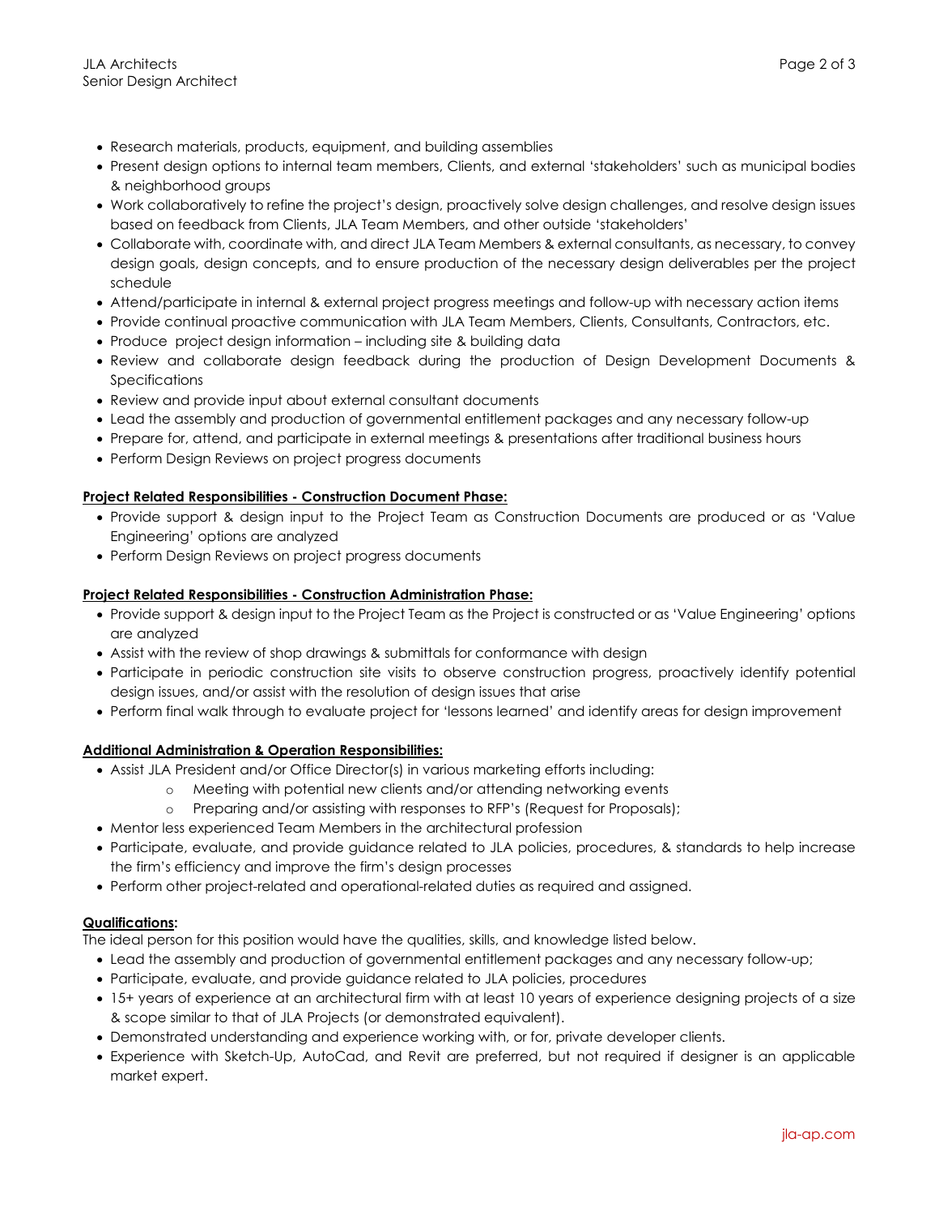- Research materials, products, equipment, and building assemblies
- Present design options to internal team members, Clients, and external 'stakeholders' such as municipal bodies & neighborhood groups
- Work collaboratively to refine the project's design, proactively solve design challenges, and resolve design issues based on feedback from Clients, JLA Team Members, and other outside 'stakeholders'
- Collaborate with, coordinate with, and direct JLA Team Members & external consultants, as necessary, to convey design goals, design concepts, and to ensure production of the necessary design deliverables per the project schedule
- Attend/participate in internal & external project progress meetings and follow-up with necessary action items
- Provide continual proactive communication with JLA Team Members, Clients, Consultants, Contractors, etc.
- Produce project design information – including site & building data
- Review and collaborate design feedback during the production of Design Development Documents & Specifications
- Review and provide input about external consultant documents
- Lead the assembly and production of governmental entitlement packages and any necessary follow-up
- Prepare for, attend, and participate in external meetings & presentations after traditional business hours
- Perform Design Reviews on project progress documents

**Project Related Responsibilities - Construction Document Phase:**

- Provide support & design input to the Project Team as Construction Documents are produced or as 'Value Engineering' options are analyzed
- Perform Design Reviews on project progress documents

**Project Related Responsibilities - Construction Administration Phase:**

- Provide support & design input to the Project Team as the Project is constructed or as 'Value Engineering' options are analyzed
- Assist with the review of shop drawings & submittals for conformance with design
- Participate in periodic construction site visits to observe construction progress, proactively identify potential design issues, and/or assist with the resolution of design issues that arise
- Perform final walk through to evaluate project for 'lessons learned' and identify areas for design improvement

**Additional Administration & Operation Responsibilities:**

- Assist JLA President and/or Office Director(s) in various marketing efforts including:
  - Meeting with potential new clients and/or attending networking events
  - Preparing and/or assisting with responses to RFP's (Request for Proposals);
- Mentor less experienced Team Members in the architectural profession
- Participate, evaluate, and provide guidance related to JLA policies, procedures, & standards to help increase the firm's efficiency and improve the firm's design processes
- Perform other project-related and operational-related duties as required and assigned.

**Qualifications:**

The ideal person for this position would have the qualities, skills, and knowledge listed below.

- Lead the assembly and production of governmental entitlement packages and any necessary follow-up;
- Participate, evaluate, and provide guidance related to JLA policies, procedures
- 15+ years of experience at an architectural firm with at least 10 years of experience designing projects of a size & scope similar to that of JLA Projects (or demonstrated equivalent).
- Demonstrated understanding and experience working with, or for, private developer clients.
- Experience with Sketch-Up, AutoCad, and Revit are preferred, but not required if designer is an applicable market expert.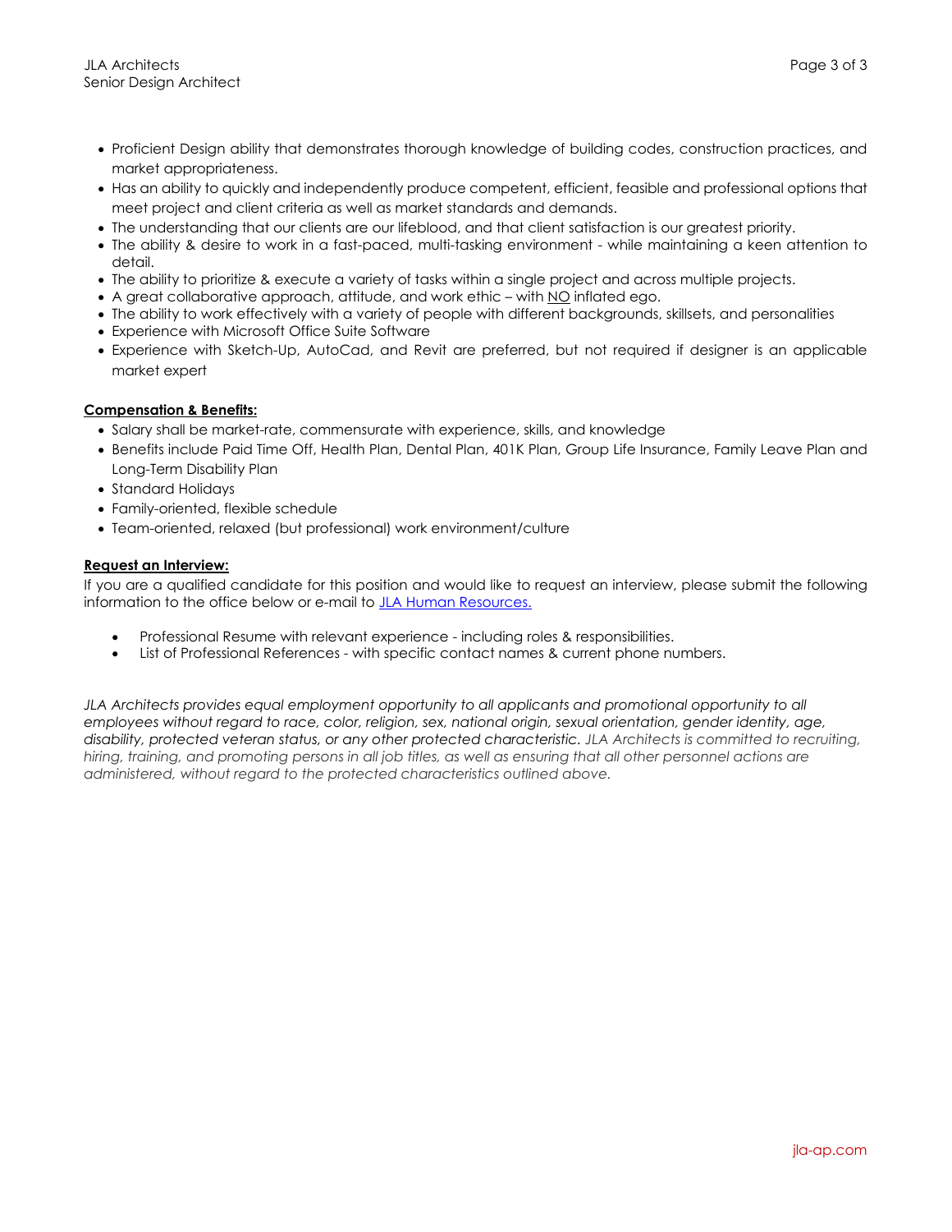- Proficient Design ability that demonstrates thorough knowledge of building codes, construction practices, and market appropriateness.
- Has an ability to quickly and independently produce competent, efficient, feasible and professional options that meet project and client criteria as well as market standards and demands.
- The understanding that our clients are our lifeblood, and that client satisfaction is our greatest priority.
- The ability & desire to work in a fast-paced, multi-tasking environment - while maintaining a keen attention to detail.
- The ability to prioritize & execute a variety of tasks within a single project and across multiple projects.
- A great collaborative approach, attitude, and work ethic – with NO inflated ego.
- The ability to work effectively with a variety of people with different backgrounds, skillsets, and personalities
- Experience with Microsoft Office Suite Software
- Experience with Sketch-Up, AutoCad, and Revit are preferred, but not required if designer is an applicable market expert

**Compensation & Benefits:**

- Salary shall be market-rate, commensurate with experience, skills, and knowledge
- Benefits include Paid Time Off, Health Plan, Dental Plan, 401K Plan, Group Life Insurance, Family Leave Plan and Long-Term Disability Plan
- Standard Holidays
- Family-oriented, flexible schedule
- Team-oriented, relaxed (but professional) work environment/culture

**Request an Interview:**

If you are a qualified candidate for this position and would like to request an interview, please submit the following information to the office below or e-mail to JLA Human Resources.

- Professional Resume with relevant experience - including roles & responsibilities.
- List of Professional References - with specific contact names & current phone numbers.

*JLA Architects provides equal employment opportunity to all applicants and promotional opportunity to all employees without regard to race, color, religion, sex, national origin, sexual orientation, gender identity, age, disability, protected veteran status, or any other protected characteristic. JLA Architects is committed to recruiting, hiring, training, and promoting persons in all job titles, as well as ensuring that all other personnel actions are administered, without regard to the protected characteristics outlined above.*